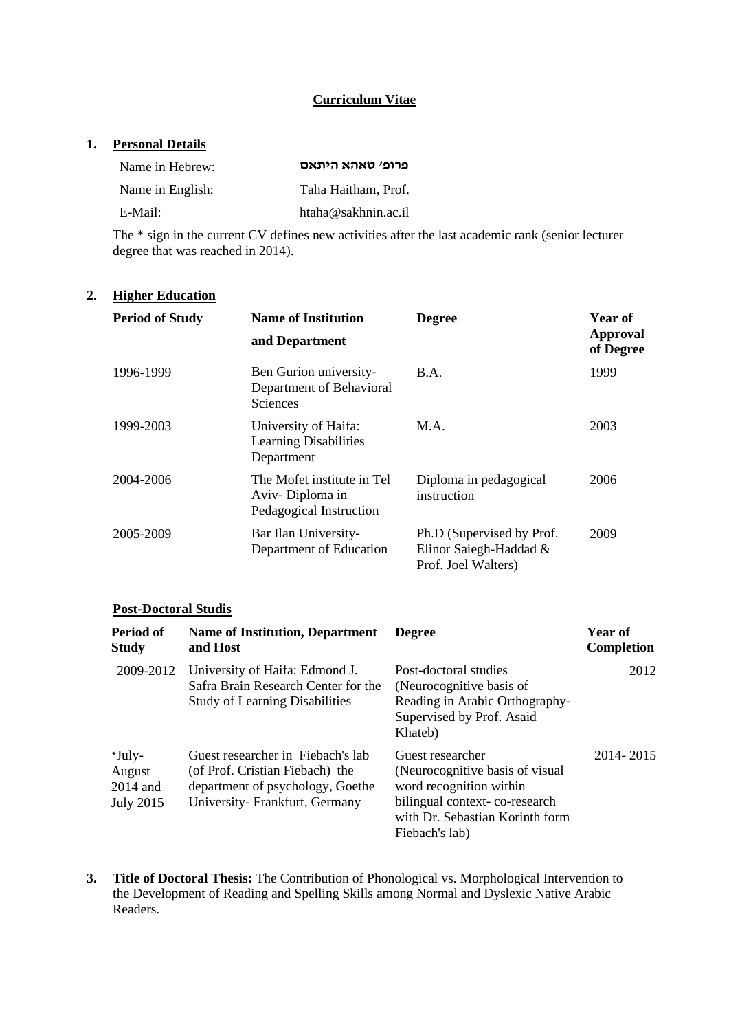# Curriculum Vitae

## 1. Personal Details

| | |
|---|---|
| Name in Hebrew: | **פרופ' טאהא היתאם** |
| Name in English: | Taha Haitham, Prof. |
| E-Mail: | htaha@sakhnin.ac.il |

The * sign in the current CV defines new activities after the last academic rank (senior lecturer degree that was reached in 2014).

## 2. Higher Education

| Period of Study | Name of Institution and Department | Degree | Year of Approval of Degree |
|---|---|---|---|
| 1996-1999 | Ben Gurion university- Department of Behavioral Sciences | B.A. | 1999 |
| 1999-2003 | University of Haifa: Learning Disabilities Department | M.A. | 2003 |
| 2004-2006 | The Mofet institute in Tel Aviv- Diploma in Pedagogical Instruction | Diploma in pedagogical instruction | 2006 |
| 2005-2009 | Bar Ilan University- Department of Education | Ph.D (Supervised by Prof. Elinor Saiegh-Haddad & Prof. Joel Walters) | 2009 |

### Post-Doctoral Studis

| Period of Study | Name of Institution, Department and Host | Degree | Year of Completion |
|---|---|---|---|
| 2009-2012 | University of Haifa: Edmond J. Safra Brain Research Center for the Study of Learning Disabilities | Post-doctoral studies (Neurocognitive basis of Reading in Arabic Orthography- Supervised by Prof. Asaid Khateb) | 2012 |
| *July-August 2014 and July 2015 | Guest researcher in Fiebach's lab (of Prof. Cristian Fiebach) the department of psychology, Goethe University- Frankfurt, Germany | Guest researcher (Neurocognitive basis of visual word recognition within bilingual context- co-research with Dr. Sebastian Korinth form Fiebach's lab) | 2014- 2015 |

## 3. Title of Doctoral Thesis:

The Contribution of Phonological vs. Morphological Intervention to the Development of Reading and Spelling Skills among Normal and Dyslexic Native Arabic Readers.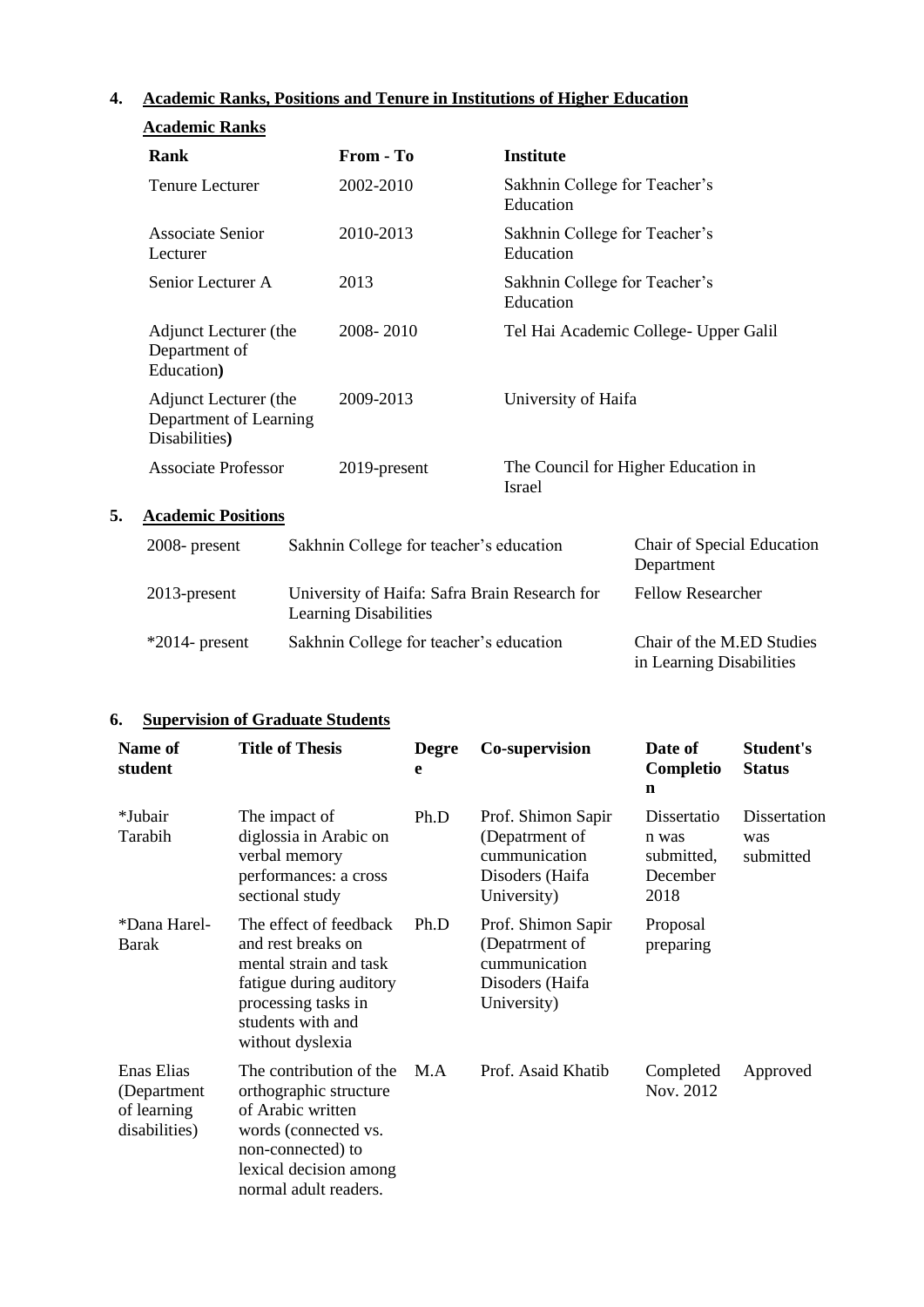## 4. Academic Ranks, Positions and Tenure in Institutions of Higher Education

### Academic Ranks

| Rank | From - To | Institute |
|---|---|---|
| Tenure Lecturer | 2002-2010 | Sakhnin College for Teacher's Education |
| Associate Senior Lecturer | 2010-2013 | Sakhnin College for Teacher's Education |
| Senior Lecturer A | 2013 | Sakhnin College for Teacher's Education |
| Adjunct Lecturer (the Department of Education**)** | 2008- 2010 | Tel Hai Academic College- Upper Galil |
| Adjunct Lecturer (the Department of Learning Disabilities**)** | 2009-2013 | University of Haifa |
| Associate Professor | 2019-present | The Council for Higher Education in Israel |

## 5. Academic Positions

| | | |
|---|---|---|
| 2008- present | Sakhnin College for teacher's education | Chair of Special Education Department |
| 2013-present | University of Haifa: Safra Brain Research for Learning Disabilities | Fellow Researcher |
| *2014- present | Sakhnin College for teacher's education | Chair of the M.ED Studies in Learning Disabilities |

## 6. Supervision of Graduate Students

| Name of student | Title of Thesis | Degree | Co-supervision | Date of Completion | Student's Status |
|---|---|---|---|---|---|
| *Jubair Tarabih | The impact of diglossia in Arabic on verbal memory performances: a cross sectional study | Ph.D | Prof. Shimon Sapir (Depatrment of cummunication Disoders (Haifa University) | Dissertation was submitted, December 2018 | Dissertation was submitted |
| *Dana Harel-Barak | The effect of feedback and rest breaks on mental strain and task fatigue during auditory processing tasks in students with and without dyslexia | Ph.D | Prof. Shimon Sapir (Depatrment of cummunication Disoders (Haifa University) | Proposal preparing | |
| Enas Elias (Department of learning disabilities) | The contribution of the orthographic structure of Arabic written words (connected vs. non-connected) to lexical decision among normal adult readers. | M.A | Prof. Asaid Khatib | Completed Nov. 2012 | Approved |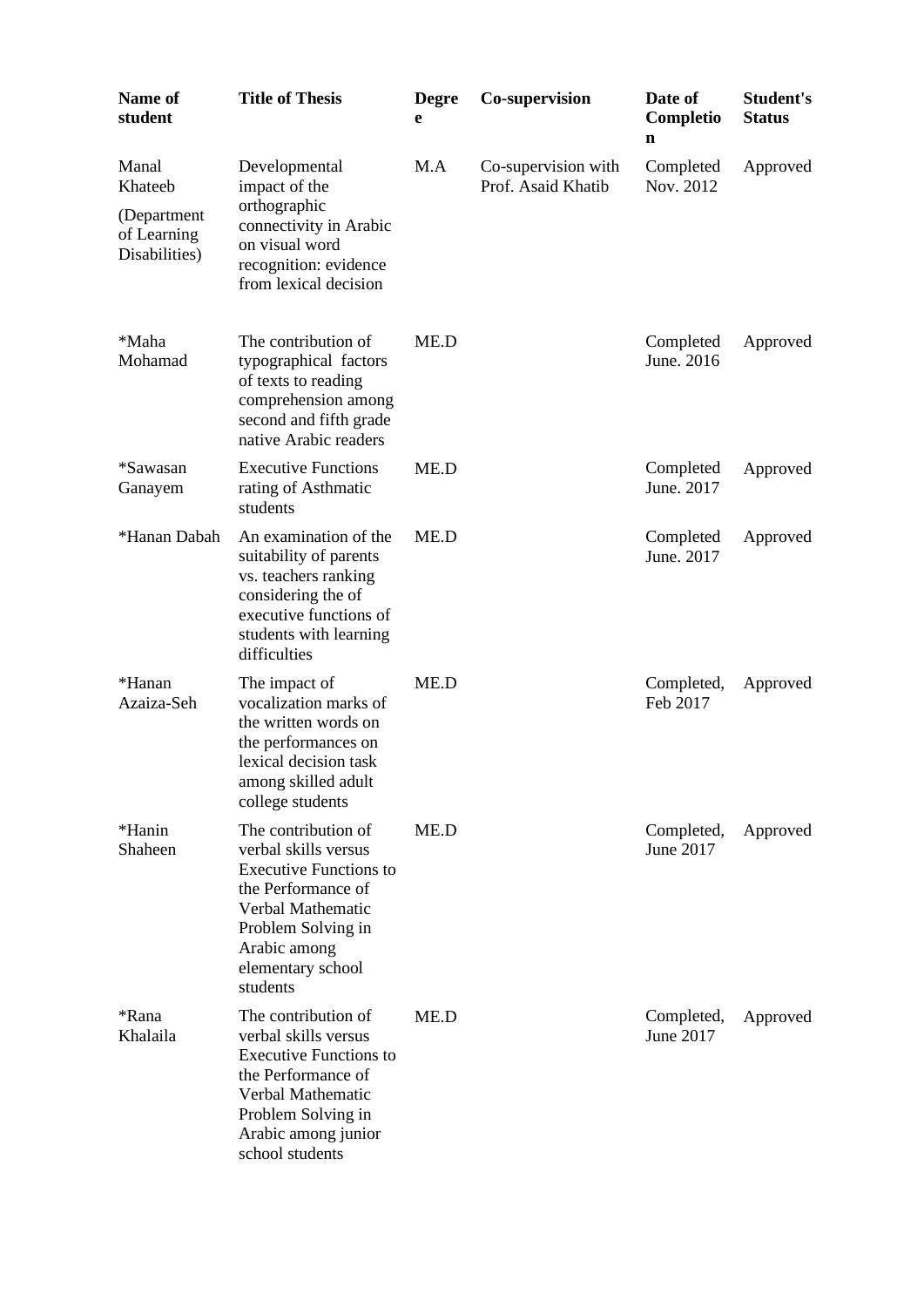| Name of student | Title of Thesis | Degree | Co-supervision | Date of Completion | Student's Status |
|---|---|---|---|---|---|
| Manal Khateeb (Department of Learning Disabilities) | Developmental impact of the orthographic connectivity in Arabic on visual word recognition: evidence from lexical decision | M.A | Co-supervision with Prof. Asaid Khatib | Completed Nov. 2012 | Approved |
| *Maha Mohamad | The contribution of typographical factors of texts to reading comprehension among second and fifth grade native Arabic readers | ME.D | | Completed June. 2016 | Approved |
| *Sawasan Ganayem | Executive Functions rating of Asthmatic students | ME.D | | Completed June. 2017 | Approved |
| *Hanan Dabah | An examination of the suitability of parents vs. teachers ranking considering the of executive functions of students with learning difficulties | ME.D | | Completed June. 2017 | Approved |
| *Hanan Azaiza-Seh | The impact of vocalization marks of the written words on the performances on lexical decision task among skilled adult college students | ME.D | | Completed, Feb 2017 | Approved |
| *Hanin Shaheen | The contribution of verbal skills versus Executive Functions to the Performance of Verbal Mathematic Problem Solving in Arabic among elementary school students | ME.D | | Completed, June 2017 | Approved |
| *Rana Khalaila | The contribution of verbal skills versus Executive Functions to the Performance of Verbal Mathematic Problem Solving in Arabic among junior school students | ME.D | | Completed, June 2017 | Approved |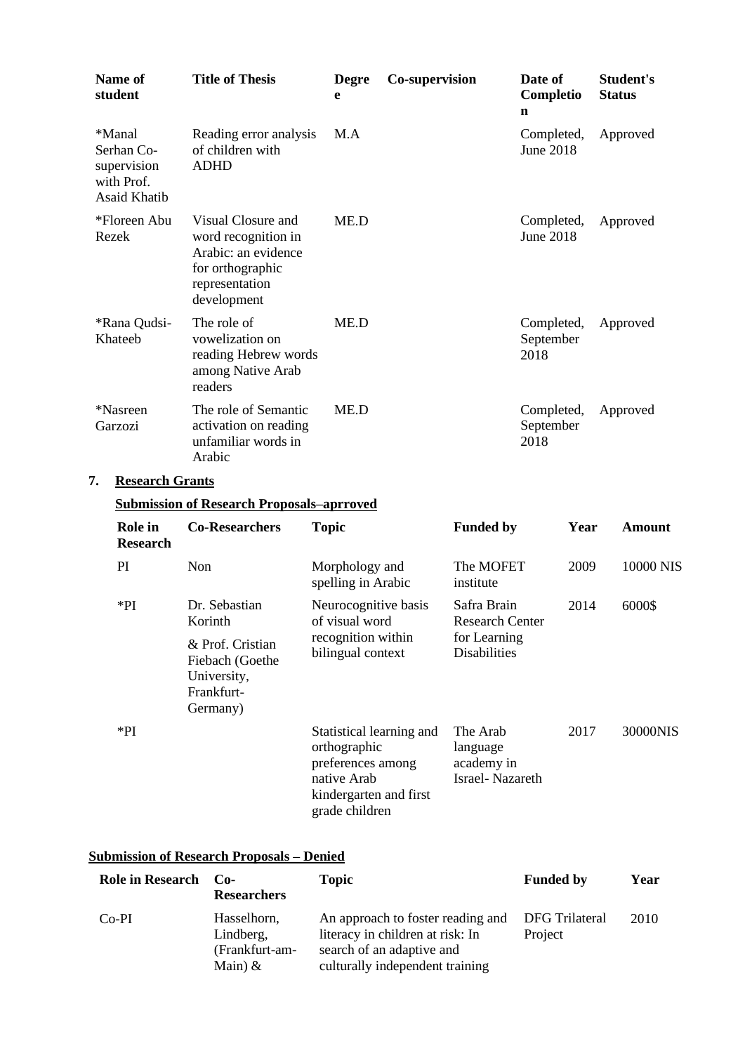| Name of student | Title of Thesis | Degree | Co-supervision | Date of Completion | Student's Status |
|---|---|---|---|---|---|
| *Manal Serhan Co-supervision with Prof. Asaid Khatib | Reading error analysis of children with ADHD | M.A | | Completed, June 2018 | Approved |
| *Floreen Abu Rezek | Visual Closure and word recognition in Arabic: an evidence for orthographic representation development | ME.D | | Completed, June 2018 | Approved |
| *Rana Qudsi-Khateeb | The role of vowelization on reading Hebrew words among Native Arab readers | ME.D | | Completed, September 2018 | Approved |
| *Nasreen Garzozi | The role of Semantic activation on reading unfamiliar words in Arabic | ME.D | | Completed, September 2018 | Approved |

## 7. Research Grants

**Submission of Research Proposals–aprroved**

| Role in Research | Co-Researchers | Topic | Funded by | Year | Amount |
|---|---|---|---|---|---|
| PI | Non | Morphology and spelling in Arabic | The MOFET institute | 2009 | 10000 NIS |
| *PI | Dr. Sebastian Korinth & Prof. Cristian Fiebach (Goethe University, Frankfurt-Germany) | Neurocognitive basis of visual word recognition within bilingual context | Safra Brain Research Center for Learning Disabilities | 2014 | 6000$ |
| *PI | | Statistical learning and orthographic preferences among native Arab kindergarten and first grade children | The Arab language academy in Israel- Nazareth | 2017 | 30000NIS |

**Submission of Research Proposals – Denied**

| Role in Research | Co-Researchers | Topic | Funded by | Year |
|---|---|---|---|---|
| Co-PI | Hasselhorn, Lindberg, (Frankfurt-am-Main) & | An approach to foster reading and literacy in children at risk: In search of an adaptive and culturally independent training | DFG Trilateral Project | 2010 |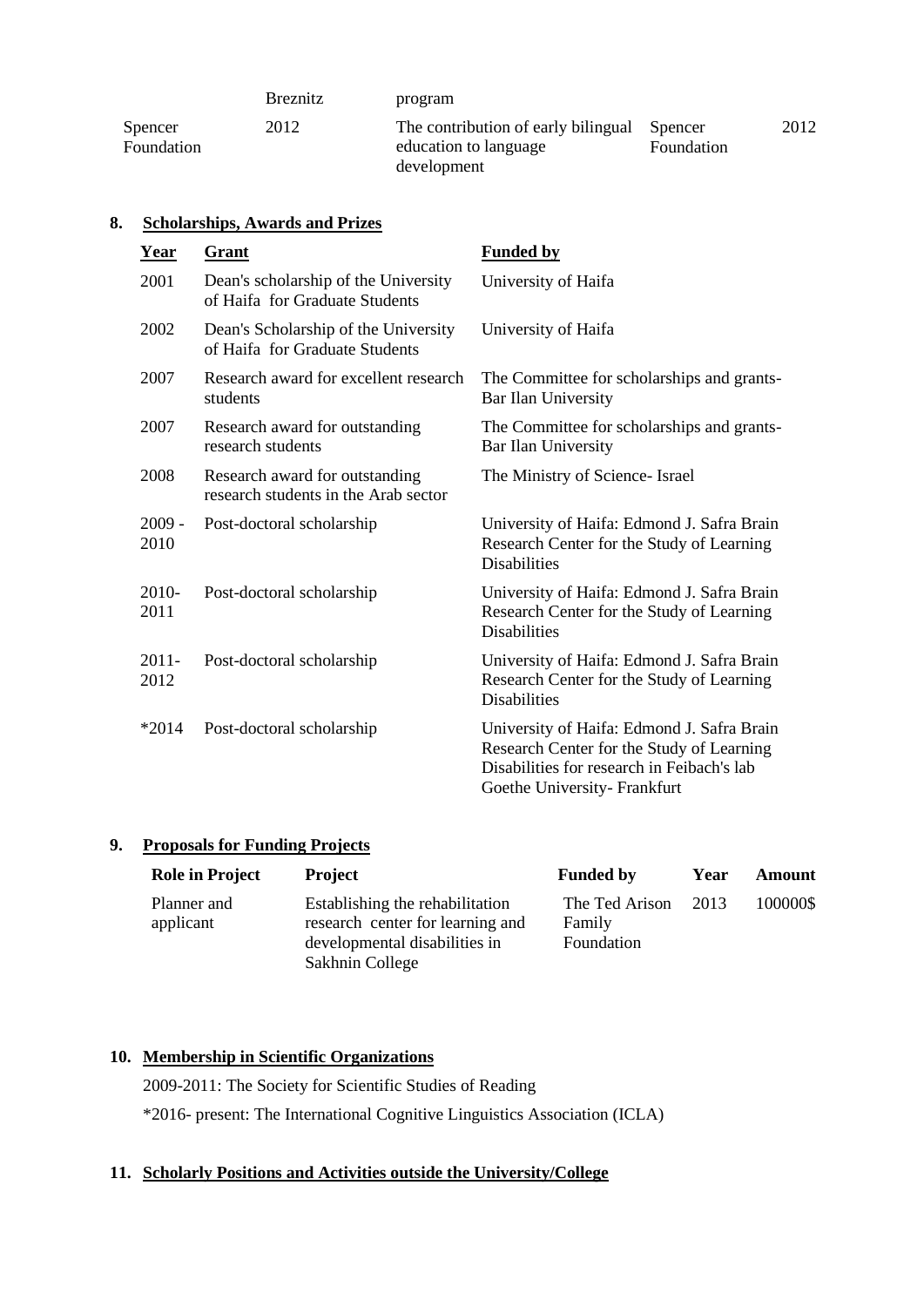| | Breznitz | program | | |
|---|---|---|---|---|
| Spencer Foundation | 2012 | The contribution of early bilingual education to language development | Spencer Foundation | 2012 |

## 8. Scholarships, Awards and Prizes

| Year | Grant | Funded by |
|---|---|---|
| 2001 | Dean's scholarship of the University of Haifa for Graduate Students | University of Haifa |
| 2002 | Dean's Scholarship of the University of Haifa for Graduate Students | University of Haifa |
| 2007 | Research award for excellent research students | The Committee for scholarships and grants- Bar Ilan University |
| 2007 | Research award for outstanding research students | The Committee for scholarships and grants- Bar Ilan University |
| 2008 | Research award for outstanding research students in the Arab sector | The Ministry of Science- Israel |
| 2009 - 2010 | Post-doctoral scholarship | University of Haifa: Edmond J. Safra Brain Research Center for the Study of Learning Disabilities |
| 2010- 2011 | Post-doctoral scholarship | University of Haifa: Edmond J. Safra Brain Research Center for the Study of Learning Disabilities |
| 2011- 2012 | Post-doctoral scholarship | University of Haifa: Edmond J. Safra Brain Research Center for the Study of Learning Disabilities |
| *2014 | Post-doctoral scholarship | University of Haifa: Edmond J. Safra Brain Research Center for the Study of Learning Disabilities for research in Feibach's lab Goethe University- Frankfurt |

## 9. Proposals for Funding Projects

| Role in Project | Project | Funded by | Year | Amount |
|---|---|---|---|---|
| Planner and applicant | Establishing the rehabilitation research center for learning and developmental disabilities in Sakhnin College | The Ted Arison Family Foundation | 2013 | 100000$ |

## 10. Membership in Scientific Organizations

2009-2011: The Society for Scientific Studies of Reading

*2016- present: The International Cognitive Linguistics Association (ICLA)

## 11. Scholarly Positions and Activities outside the University/College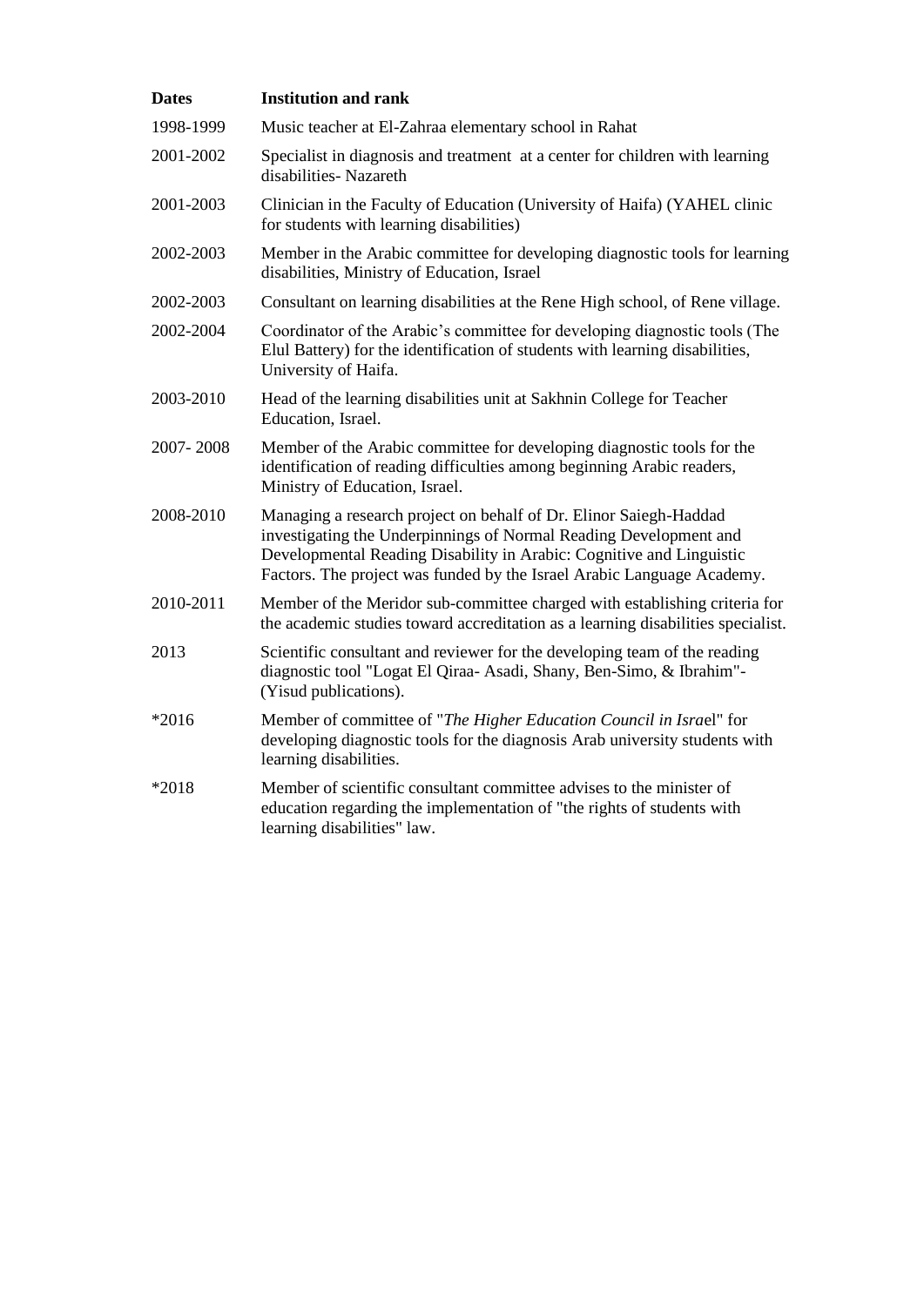| Dates | Institution and rank |
|---|---|
| 1998-1999 | Music teacher at El-Zahraa elementary school in Rahat |
| 2001-2002 | Specialist in diagnosis and treatment at a center for children with learning disabilities- Nazareth |
| 2001-2003 | Clinician in the Faculty of Education (University of Haifa) (YAHEL clinic for students with learning disabilities) |
| 2002-2003 | Member in the Arabic committee for developing diagnostic tools for learning disabilities, Ministry of Education, Israel |
| 2002-2003 | Consultant on learning disabilities at the Rene High school, of Rene village. |
| 2002-2004 | Coordinator of the Arabic's committee for developing diagnostic tools (The Elul Battery) for the identification of students with learning disabilities, University of Haifa. |
| 2003-2010 | Head of the learning disabilities unit at Sakhnin College for Teacher Education, Israel. |
| 2007- 2008 | Member of the Arabic committee for developing diagnostic tools for the identification of reading difficulties among beginning Arabic readers, Ministry of Education, Israel. |
| 2008-2010 | Managing a research project on behalf of Dr. Elinor Saiegh-Haddad investigating the Underpinnings of Normal Reading Development and Developmental Reading Disability in Arabic: Cognitive and Linguistic Factors. The project was funded by the Israel Arabic Language Academy. |
| 2010-2011 | Member of the Meridor sub-committee charged with establishing criteria for the academic studies toward accreditation as a learning disabilities specialist. |
| 2013 | Scientific consultant and reviewer for the developing team of the reading diagnostic tool "Logat El Qiraa- Asadi, Shany, Ben-Simo, & Ibrahim"- (Yisud publications). |
| *2016 | Member of committee of "*The Higher Education Council in Israe*l" for developing diagnostic tools for the diagnosis Arab university students with learning disabilities. |
| *2018 | Member of scientific consultant committee advises to the minister of education regarding the implementation of "the rights of students with learning disabilities" law. |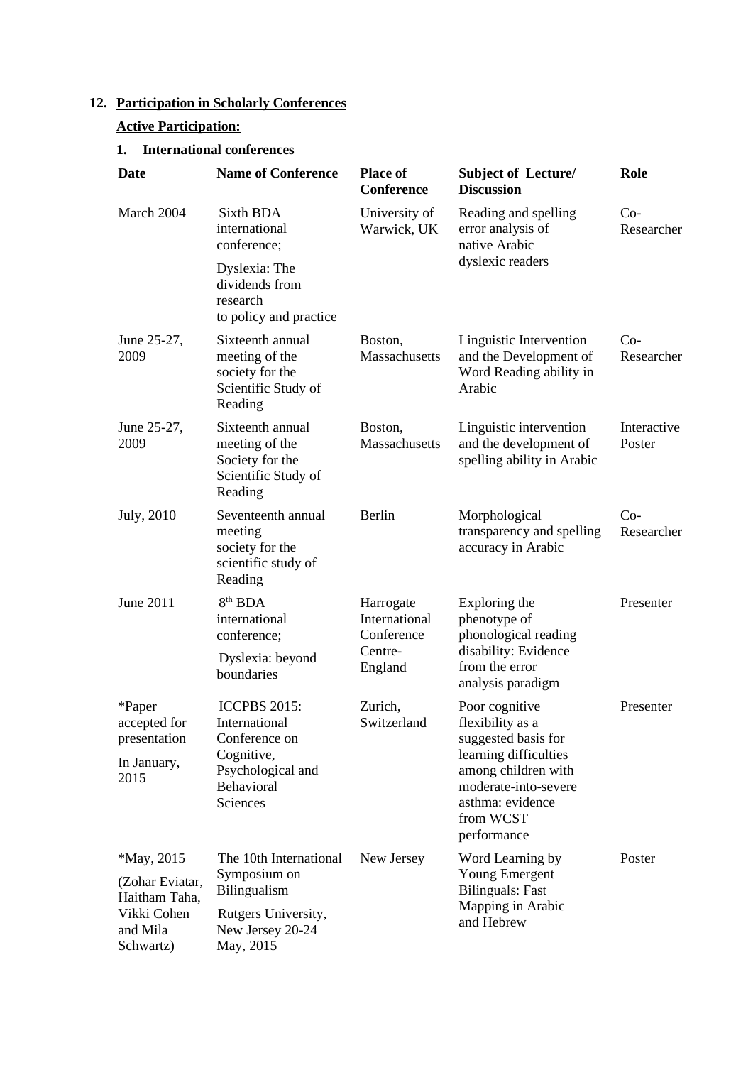## 12. Participation in Scholarly Conferences

**Active Participation:**

### 1. International conferences

| Date | Name of Conference | Place of Conference | Subject of Lecture/ Discussion | Role |
| --- | --- | --- | --- | --- |
| March 2004 | Sixth BDA international conference; Dyslexia: The dividends from research to policy and practice | University of Warwick, UK | Reading and spelling error analysis of native Arabic dyslexic readers | Co-Researcher |
| June 25-27, 2009 | Sixteenth annual meeting of the society for the Scientific Study of Reading | Boston, Massachusetts | Linguistic Intervention and the Development of Word Reading ability in Arabic | Co-Researcher |
| June 25-27, 2009 | Sixteenth annual meeting of the Society for the Scientific Study of Reading | Boston, Massachusetts | Linguistic intervention and the development of spelling ability in Arabic | Interactive Poster |
| July, 2010 | Seventeenth annual meeting society for the scientific study of Reading | Berlin | Morphological transparency and spelling accuracy in Arabic | Co-Researcher |
| June 2011 | 8th BDA international conference; Dyslexia: beyond boundaries | Harrogate International Conference Centre- England | Exploring the phenotype of phonological reading disability: Evidence from the error analysis paradigm | Presenter |
| *Paper accepted for presentation In January, 2015 | ICCPBS 2015: International Conference on Cognitive, Psychological and Behavioral Sciences | Zurich, Switzerland | Poor cognitive flexibility as a suggested basis for learning difficulties among children with moderate-into-severe asthma: evidence from WCST performance | Presenter |
| *May, 2015 (Zohar Eviatar, Haitham Taha, Vikki Cohen and Mila Schwartz) | The 10th International Symposium on Bilingualism Rutgers University, New Jersey 20-24 May, 2015 | New Jersey | Word Learning by Young Emergent Bilinguals: Fast Mapping in Arabic and Hebrew | Poster |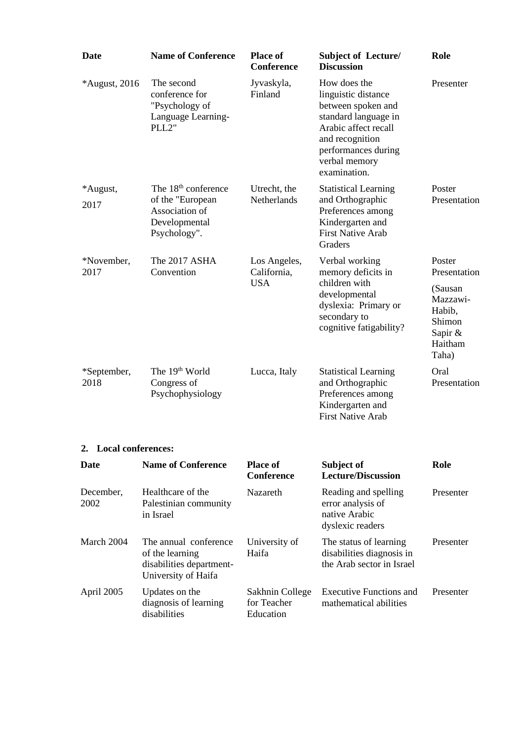| Date | Name of Conference | Place of Conference | Subject of Lecture/ Discussion | Role |
|---|---|---|---|---|
| *August, 2016 | The second conference for "Psychology of Language Learning- PLL2" | Jyvaskyla, Finland | How does the linguistic distance between spoken and standard language in Arabic affect recall and recognition performances during verbal memory examination. | Presenter |
| *August, 2017 | The 18th conference of the "European Association of Developmental Psychology". | Utrecht, the Netherlands | Statistical Learning and Orthographic Preferences among Kindergarten and First Native Arab Graders | Poster Presentation |
| *November, 2017 | The 2017 ASHA Convention | Los Angeles, California, USA | Verbal working memory deficits in children with developmental dyslexia: Primary or secondary to cognitive fatigability? | Poster Presentation (Sausan Mazzawi-Habib, Shimon Sapir & Haitham Taha) |
| *September, 2018 | The 19th World Congress of Psychophysiology | Lucca, Italy | Statistical Learning and Orthographic Preferences among Kindergarten and First Native Arab | Oral Presentation |

**2. Local conferences:**

| Date | Name of Conference | Place of Conference | Subject of Lecture/Discussion | Role |
|---|---|---|---|---|
| December, 2002 | Healthcare of the Palestinian community in Israel | Nazareth | Reading and spelling error analysis of native Arabic dyslexic readers | Presenter |
| March 2004 | The annual conference of the learning disabilities department- University of Haifa | University of Haifa | The status of learning disabilities diagnosis in the Arab sector in Israel | Presenter |
| April 2005 | Updates on the diagnosis of learning disabilities | Sakhnin College for Teacher Education | Executive Functions and mathematical abilities | Presenter |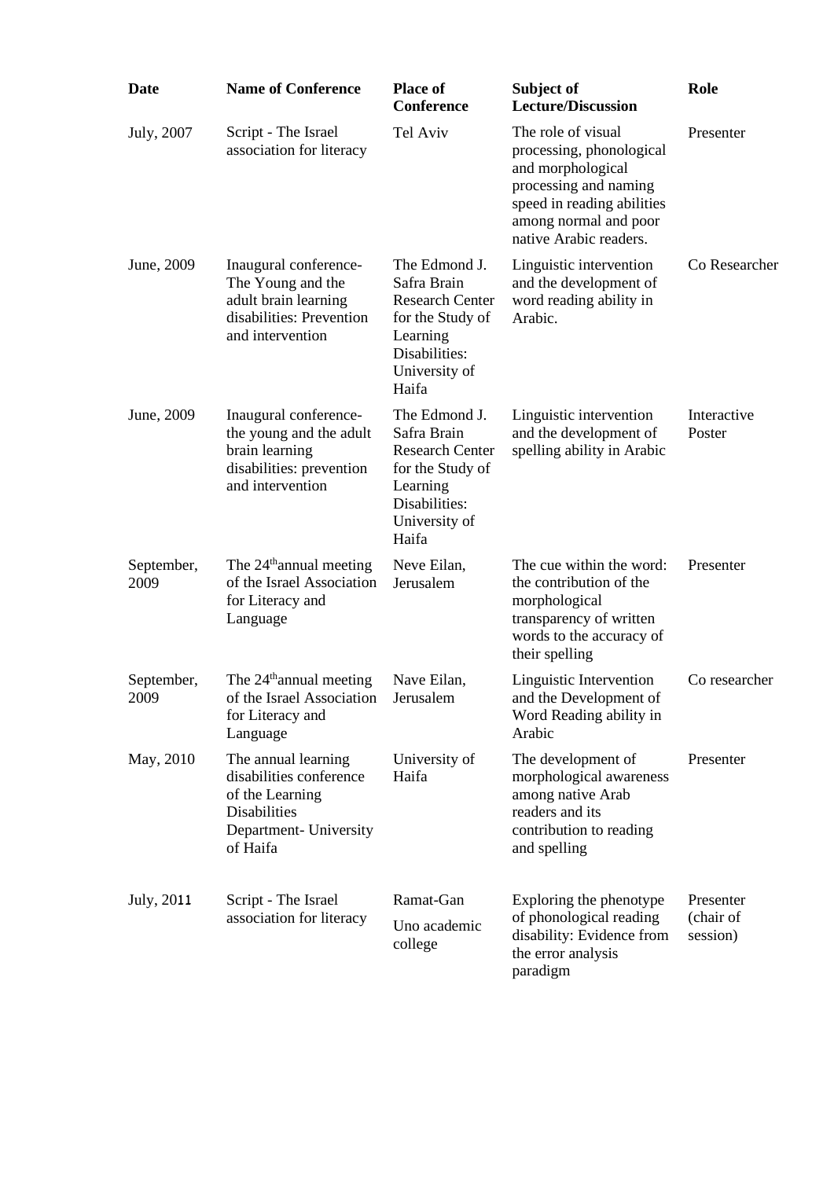| Date | Name of Conference | Place of Conference | Subject of Lecture/Discussion | Role |
|---|---|---|---|---|
| July, 2007 | Script - The Israel association for literacy | Tel Aviv | The role of visual processing, phonological and morphological processing and naming speed in reading abilities among normal and poor native Arabic readers. | Presenter |
| June, 2009 | Inaugural conference- The Young and the adult brain learning disabilities: Prevention and intervention | The Edmond J. Safra Brain Research Center for the Study of Learning Disabilities: University of Haifa | Linguistic intervention and the development of word reading ability in Arabic. | Co Researcher |
| June, 2009 | Inaugural conference- the young and the adult brain learning disabilities: prevention and intervention | The Edmond J. Safra Brain Research Center for the Study of Learning Disabilities: University of Haifa | Linguistic intervention and the development of spelling ability in Arabic | Interactive Poster |
| September, 2009 | The 24th annual meeting of the Israel Association for Literacy and Language | Neve Eilan, Jerusalem | The cue within the word: the contribution of the morphological transparency of written words to the accuracy of their spelling | Presenter |
| September, 2009 | The 24th annual meeting of the Israel Association for Literacy and Language | Nave Eilan, Jerusalem | Linguistic Intervention and the Development of Word Reading ability in Arabic | Co researcher |
| May, 2010 | The annual learning disabilities conference of the Learning Disabilities Department- University of Haifa | University of Haifa | The development of morphological awareness among native Arab readers and its contribution to reading and spelling | Presenter |
| July, 2011 | Script - The Israel association for literacy | Ramat-Gan Uno academic college | Exploring the phenotype of phonological reading disability: Evidence from the error analysis paradigm | Presenter (chair of session) |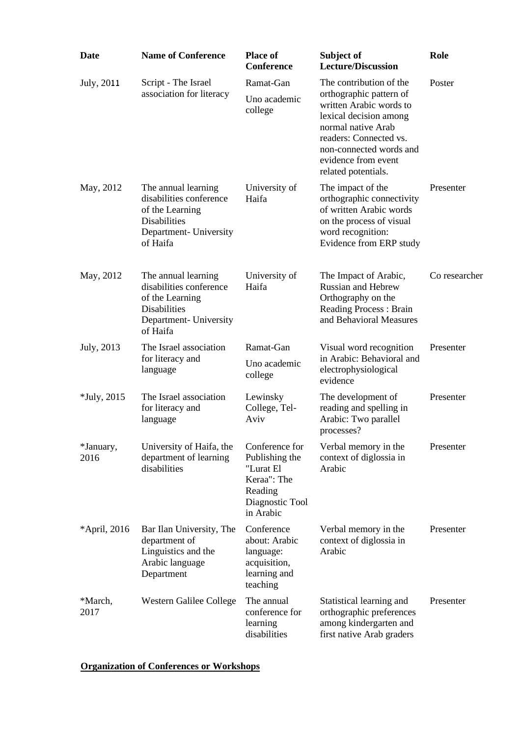| Date | Name of Conference | Place of Conference | Subject of Lecture/Discussion | Role |
|---|---|---|---|---|
| July, 2011 | Script - The Israel association for literacy | Ramat-Gan Uno academic college | The contribution of the orthographic pattern of written Arabic words to lexical decision among normal native Arab readers: Connected vs. non-connected words and evidence from event related potentials. | Poster |
| May, 2012 | The annual learning disabilities conference of the Learning Disabilities Department- University of Haifa | University of Haifa | The impact of the orthographic connectivity of written Arabic words on the process of visual word recognition: Evidence from ERP study | Presenter |
| May, 2012 | The annual learning disabilities conference of the Learning Disabilities Department- University of Haifa | University of Haifa | The Impact of Arabic, Russian and Hebrew Orthography on the Reading Process : Brain and Behavioral Measures | Co researcher |
| July, 2013 | The Israel association for literacy and language | Ramat-Gan Uno academic college | Visual word recognition in Arabic: Behavioral and electrophysiological evidence | Presenter |
| *July, 2015 | The Israel association for literacy and language | Lewinsky College, Tel-Aviv | The development of reading and spelling in Arabic: Two parallel processes? | Presenter |
| *January, 2016 | University of Haifa, the department of learning disabilities | Conference for Publishing the "Lurat El Keraa": The Reading Diagnostic Tool in Arabic | Verbal memory in the context of diglossia in Arabic | Presenter |
| *April, 2016 | Bar Ilan University, The department of Linguistics and the Arabic language Department | Conference about: Arabic language: acquisition, learning and teaching | Verbal memory in the context of diglossia in Arabic | Presenter |
| *March, 2017 | Western Galilee College | The annual conference for learning disabilities | Statistical learning and orthographic preferences among kindergarten and first native Arab graders | Presenter |

**Organization of Conferences or Workshops**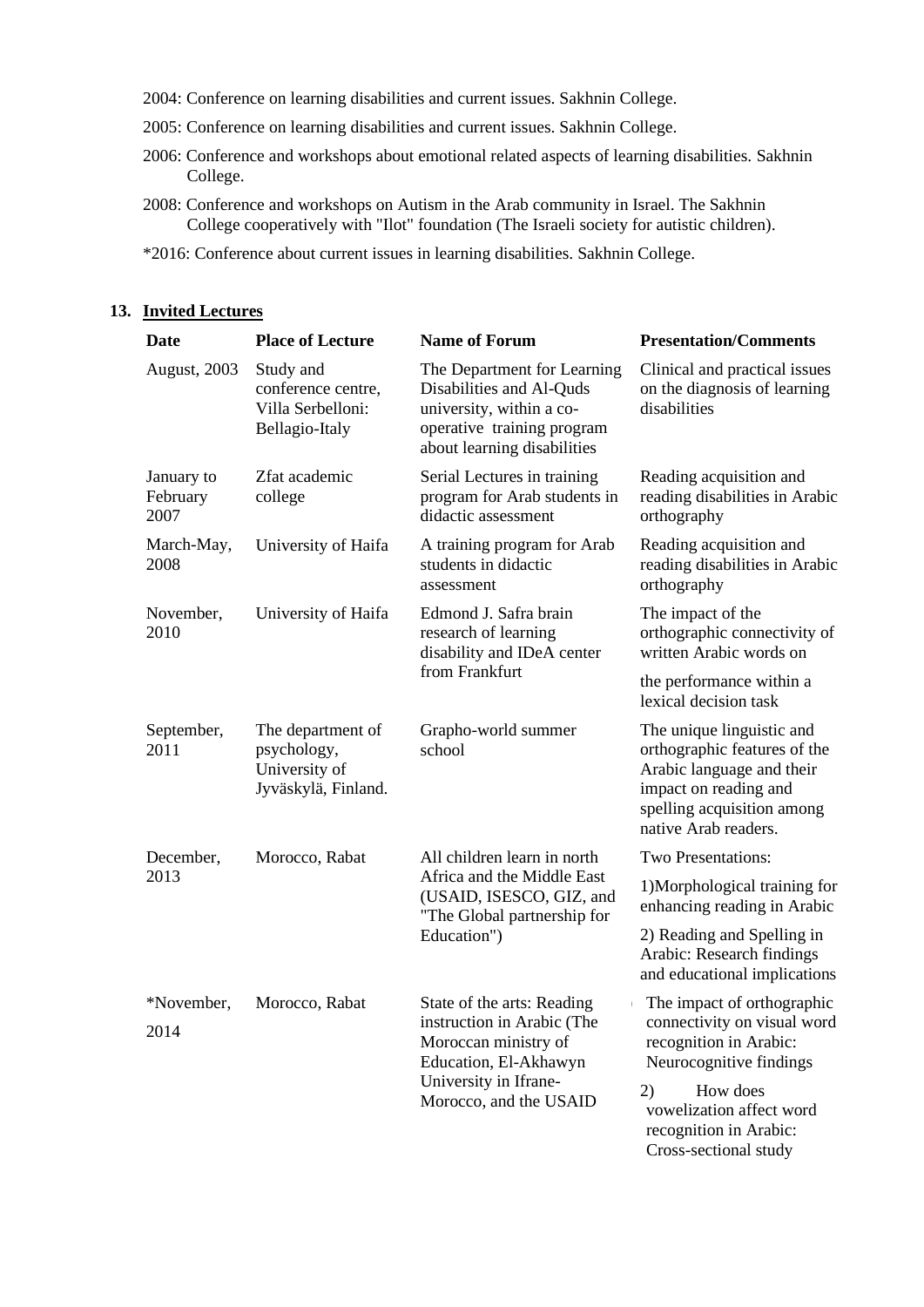2004: Conference on learning disabilities and current issues. Sakhnin College.

2005: Conference on learning disabilities and current issues. Sakhnin College.

2006: Conference and workshops about emotional related aspects of learning disabilities. Sakhnin College.

2008: Conference and workshops on Autism in the Arab community in Israel. The Sakhnin College cooperatively with "Ilot" foundation (The Israeli society for autistic children).

*2016: Conference about current issues in learning disabilities. Sakhnin College.

## 13. Invited Lectures

| Date | Place of Lecture | Name of Forum | Presentation/Comments |
|---|---|---|---|
| August, 2003 | Study and conference centre, Villa Serbelloni: Bellagio-Italy | The Department for Learning Disabilities and Al-Quds university, within a co-operative training program about learning disabilities | Clinical and practical issues on the diagnosis of learning disabilities |
| January to February 2007 | Zfat academic college | Serial Lectures in training program for Arab students in didactic assessment | Reading acquisition and reading disabilities in Arabic orthography |
| March-May, 2008 | University of Haifa | A training program for Arab students in didactic assessment | Reading acquisition and reading disabilities in Arabic orthography |
| November, 2010 | University of Haifa | Edmond J. Safra brain research of learning disability and IDeA center from Frankfurt | The impact of the orthographic connectivity of written Arabic words on the performance within a lexical decision task |
| September, 2011 | The department of psychology, University of Jyväskylä, Finland. | Grapho-world summer school | The unique linguistic and orthographic features of the Arabic language and their impact on reading and spelling acquisition among native Arab readers. |
| December, 2013 | Morocco, Rabat | All children learn in north Africa and the Middle East (USAID, ISESCO, GIZ, and "The Global partnership for Education") | Two Presentations: 1)Morphological training for enhancing reading in Arabic 2) Reading and Spelling in Arabic: Research findings and educational implications |
| *November, 2014 | Morocco, Rabat | State of the arts: Reading instruction in Arabic (The Moroccan ministry of Education, El-Akhawyn University in Ifrane-Morocco, and the USAID | The impact of orthographic connectivity on visual word recognition in Arabic: Neurocognitive findings 2) How does vowelization affect word recognition in Arabic: Cross-sectional study |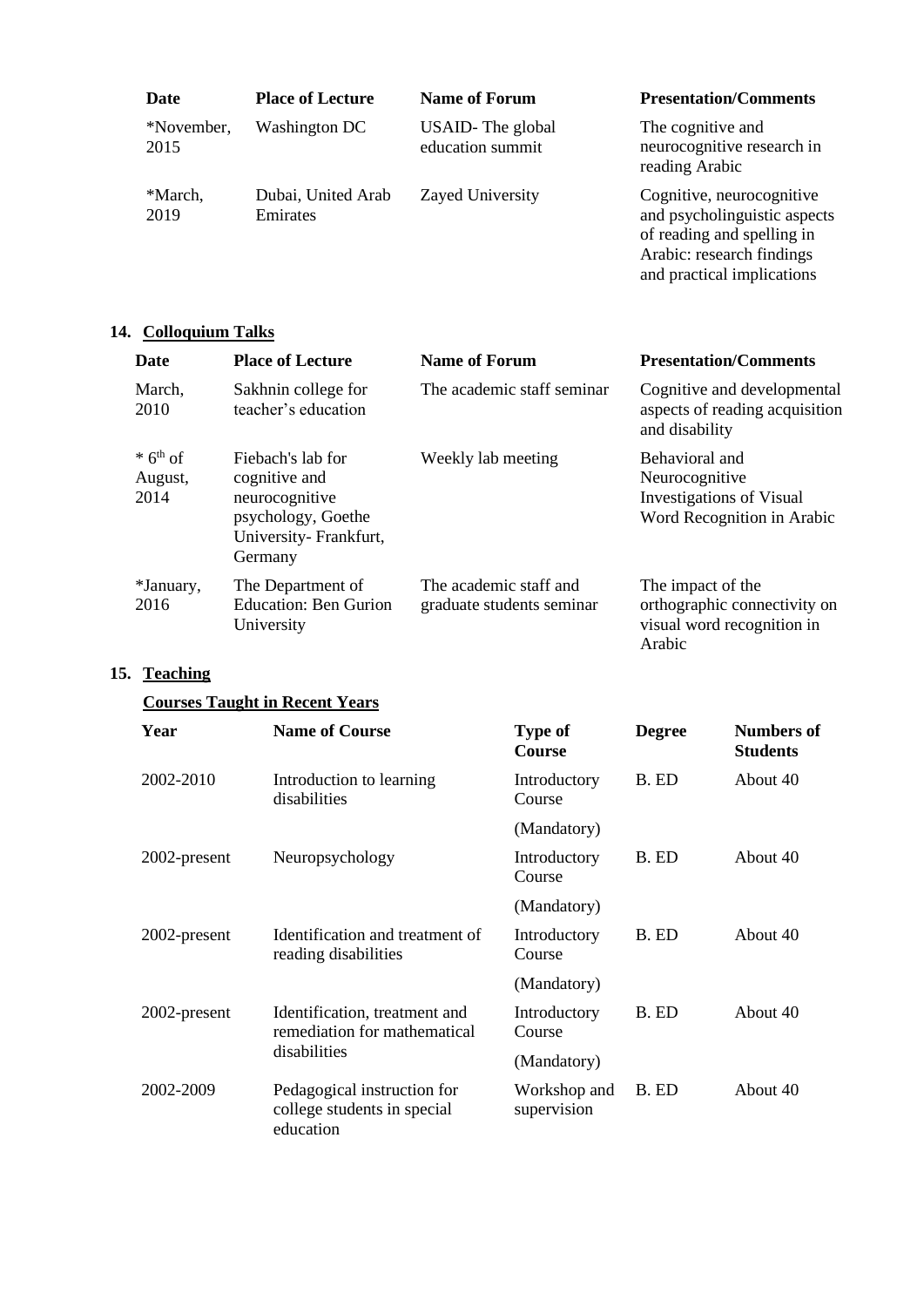| Date | Place of Lecture | Name of Forum | Presentation/Comments |
|---|---|---|---|
| *November, 2015 | Washington DC | USAID- The global education summit | The cognitive and neurocognitive research in reading Arabic |
| *March, 2019 | Dubai, United Arab Emirates | Zayed University | Cognitive, neurocognitive and psycholinguistic aspects of reading and spelling in Arabic: research findings and practical implications |

## 14. Colloquium Talks

| Date | Place of Lecture | Name of Forum | Presentation/Comments |
|---|---|---|---|
| March, 2010 | Sakhnin college for teacher's education | The academic staff seminar | Cognitive and developmental aspects of reading acquisition and disability |
| * 6th of August, 2014 | Fiebach's lab for cognitive and neurocognitive psychology, Goethe University- Frankfurt, Germany | Weekly lab meeting | Behavioral and Neurocognitive Investigations of Visual Word Recognition in Arabic |
| *January, 2016 | The Department of Education: Ben Gurion University | The academic staff and graduate students seminar | The impact of the orthographic connectivity on visual word recognition in Arabic |

## 15. Teaching

### Courses Taught in Recent Years

| Year | Name of Course | Type of Course | Degree | Numbers of Students |
|---|---|---|---|---|
| 2002-2010 | Introduction to learning disabilities | Introductory Course (Mandatory) | B. ED | About 40 |
| 2002-present | Neuropsychology | Introductory Course (Mandatory) | B. ED | About 40 |
| 2002-present | Identification and treatment of reading disabilities | Introductory Course (Mandatory) | B. ED | About 40 |
| 2002-present | Identification, treatment and remediation for mathematical disabilities | Introductory Course (Mandatory) | B. ED | About 40 |
| 2002-2009 | Pedagogical instruction for college students in special education | Workshop and supervision | B. ED | About 40 |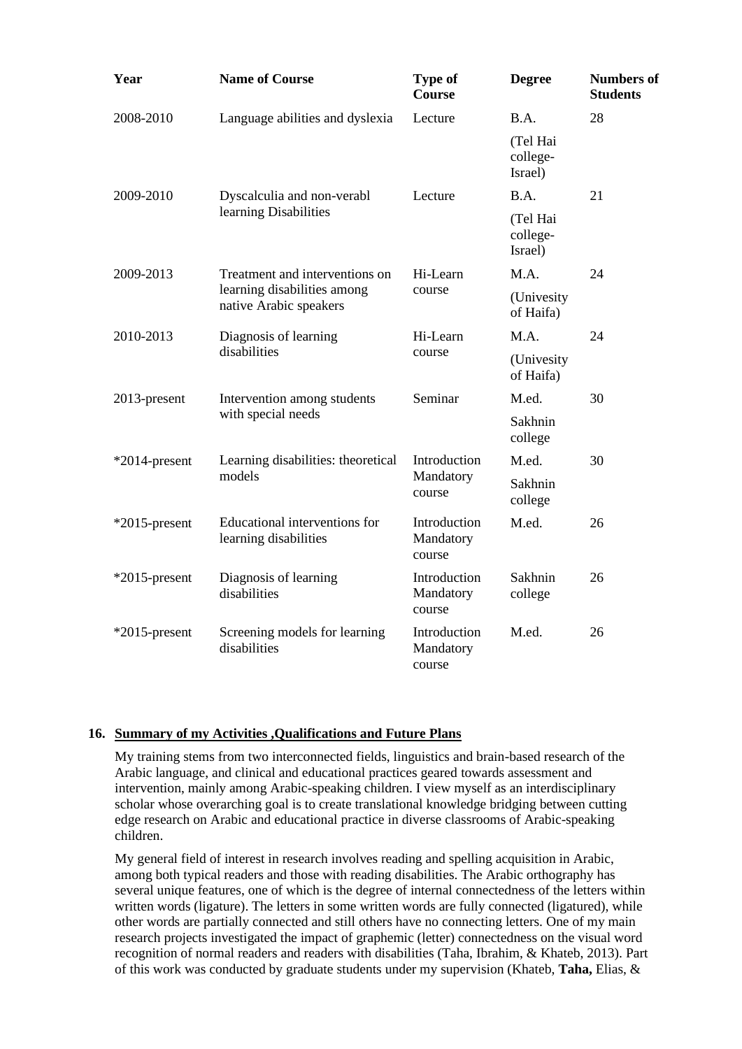| Year | Name of Course | Type of Course | Degree | Numbers of Students |
|---|---|---|---|---|
| 2008-2010 | Language abilities and dyslexia | Lecture | B.A. (Tel Hai college- Israel) | 28 |
| 2009-2010 | Dyscalculia and non-verabl learning Disabilities | Lecture | B.A. (Tel Hai college- Israel) | 21 |
| 2009-2013 | Treatment and interventions on learning disabilities among native Arabic speakers | Hi-Learn course | M.A. (Univesity of Haifa) | 24 |
| 2010-2013 | Diagnosis of learning disabilities | Hi-Learn course | M.A. (Univesity of Haifa) | 24 |
| 2013-present | Intervention among students with special needs | Seminar | M.ed. Sakhnin college | 30 |
| *2014-present | Learning disabilities: theoretical models | Introduction Mandatory course | M.ed. Sakhnin college | 30 |
| *2015-present | Educational interventions for learning disabilities | Introduction Mandatory course | M.ed. | 26 |
| *2015-present | Diagnosis of learning disabilities | Introduction Mandatory course | Sakhnin college | 26 |
| *2015-present | Screening models for learning disabilities | Introduction Mandatory course | M.ed. | 26 |

## 16. Summary of my Activities ,Qualifications and Future Plans

My training stems from two interconnected fields, linguistics and brain-based research of the Arabic language, and clinical and educational practices geared towards assessment and intervention, mainly among Arabic-speaking children. I view myself as an interdisciplinary scholar whose overarching goal is to create translational knowledge bridging between cutting edge research on Arabic and educational practice in diverse classrooms of Arabic-speaking children.

My general field of interest in research involves reading and spelling acquisition in Arabic, among both typical readers and those with reading disabilities. The Arabic orthography has several unique features, one of which is the degree of internal connectedness of the letters within written words (ligature). The letters in some written words are fully connected (ligatured), while other words are partially connected and still others have no connecting letters. One of my main research projects investigated the impact of graphemic (letter) connectedness on the visual word recognition of normal readers and readers with disabilities (Taha, Ibrahim, & Khateb, 2013). Part of this work was conducted by graduate students under my supervision (Khateb, **Taha,** Elias, &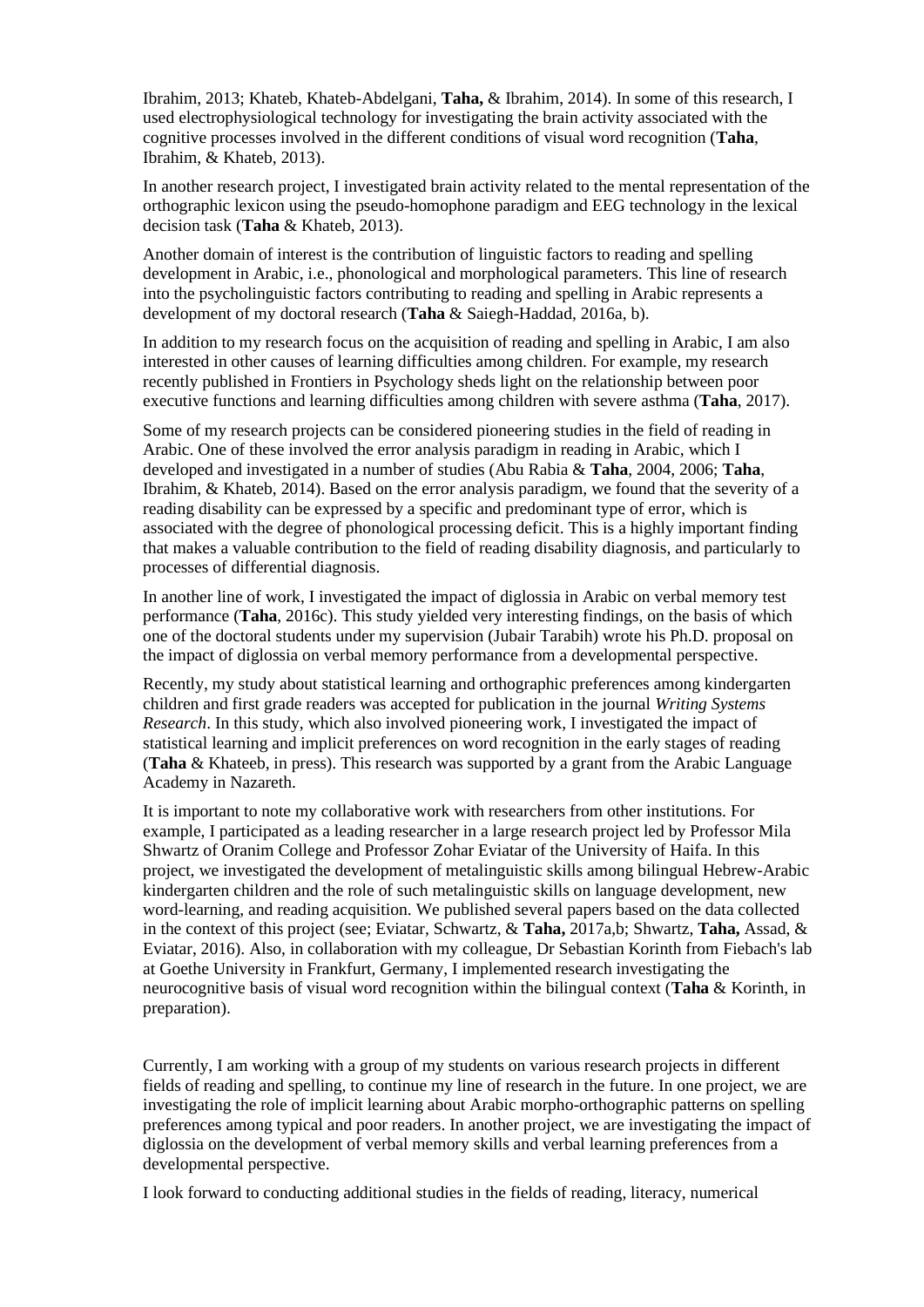Ibrahim, 2013; Khateb, Khateb-Abdelgani, **Taha,** & Ibrahim, 2014). In some of this research, I used electrophysiological technology for investigating the brain activity associated with the cognitive processes involved in the different conditions of visual word recognition (**Taha**, Ibrahim, & Khateb, 2013).

In another research project, I investigated brain activity related to the mental representation of the orthographic lexicon using the pseudo-homophone paradigm and EEG technology in the lexical decision task (**Taha** & Khateb, 2013).

Another domain of interest is the contribution of linguistic factors to reading and spelling development in Arabic, i.e., phonological and morphological parameters. This line of research into the psycholinguistic factors contributing to reading and spelling in Arabic represents a development of my doctoral research (**Taha** & Saiegh-Haddad, 2016a, b).

In addition to my research focus on the acquisition of reading and spelling in Arabic, I am also interested in other causes of learning difficulties among children. For example, my research recently published in Frontiers in Psychology sheds light on the relationship between poor executive functions and learning difficulties among children with severe asthma (**Taha**, 2017).

Some of my research projects can be considered pioneering studies in the field of reading in Arabic. One of these involved the error analysis paradigm in reading in Arabic, which I developed and investigated in a number of studies (Abu Rabia & **Taha**, 2004, 2006; **Taha**, Ibrahim, & Khateb, 2014). Based on the error analysis paradigm, we found that the severity of a reading disability can be expressed by a specific and predominant type of error, which is associated with the degree of phonological processing deficit. This is a highly important finding that makes a valuable contribution to the field of reading disability diagnosis, and particularly to processes of differential diagnosis.

In another line of work, I investigated the impact of diglossia in Arabic on verbal memory test performance (**Taha**, 2016c). This study yielded very interesting findings, on the basis of which one of the doctoral students under my supervision (Jubair Tarabih) wrote his Ph.D. proposal on the impact of diglossia on verbal memory performance from a developmental perspective.

Recently, my study about statistical learning and orthographic preferences among kindergarten children and first grade readers was accepted for publication in the journal *Writing Systems Research*. In this study, which also involved pioneering work, I investigated the impact of statistical learning and implicit preferences on word recognition in the early stages of reading (**Taha** & Khateeb, in press). This research was supported by a grant from the Arabic Language Academy in Nazareth.

It is important to note my collaborative work with researchers from other institutions. For example, I participated as a leading researcher in a large research project led by Professor Mila Shwartz of Oranim College and Professor Zohar Eviatar of the University of Haifa. In this project, we investigated the development of metalinguistic skills among bilingual Hebrew-Arabic kindergarten children and the role of such metalinguistic skills on language development, new word-learning, and reading acquisition. We published several papers based on the data collected in the context of this project (see; Eviatar, Schwartz, & **Taha,** 2017a,b; Shwartz, **Taha,** Assad, & Eviatar, 2016). Also, in collaboration with my colleague, Dr Sebastian Korinth from Fiebach's lab at Goethe University in Frankfurt, Germany, I implemented research investigating the neurocognitive basis of visual word recognition within the bilingual context (**Taha** & Korinth, in preparation).

Currently, I am working with a group of my students on various research projects in different fields of reading and spelling, to continue my line of research in the future. In one project, we are investigating the role of implicit learning about Arabic morpho-orthographic patterns on spelling preferences among typical and poor readers. In another project, we are investigating the impact of diglossia on the development of verbal memory skills and verbal learning preferences from a developmental perspective.

I look forward to conducting additional studies in the fields of reading, literacy, numerical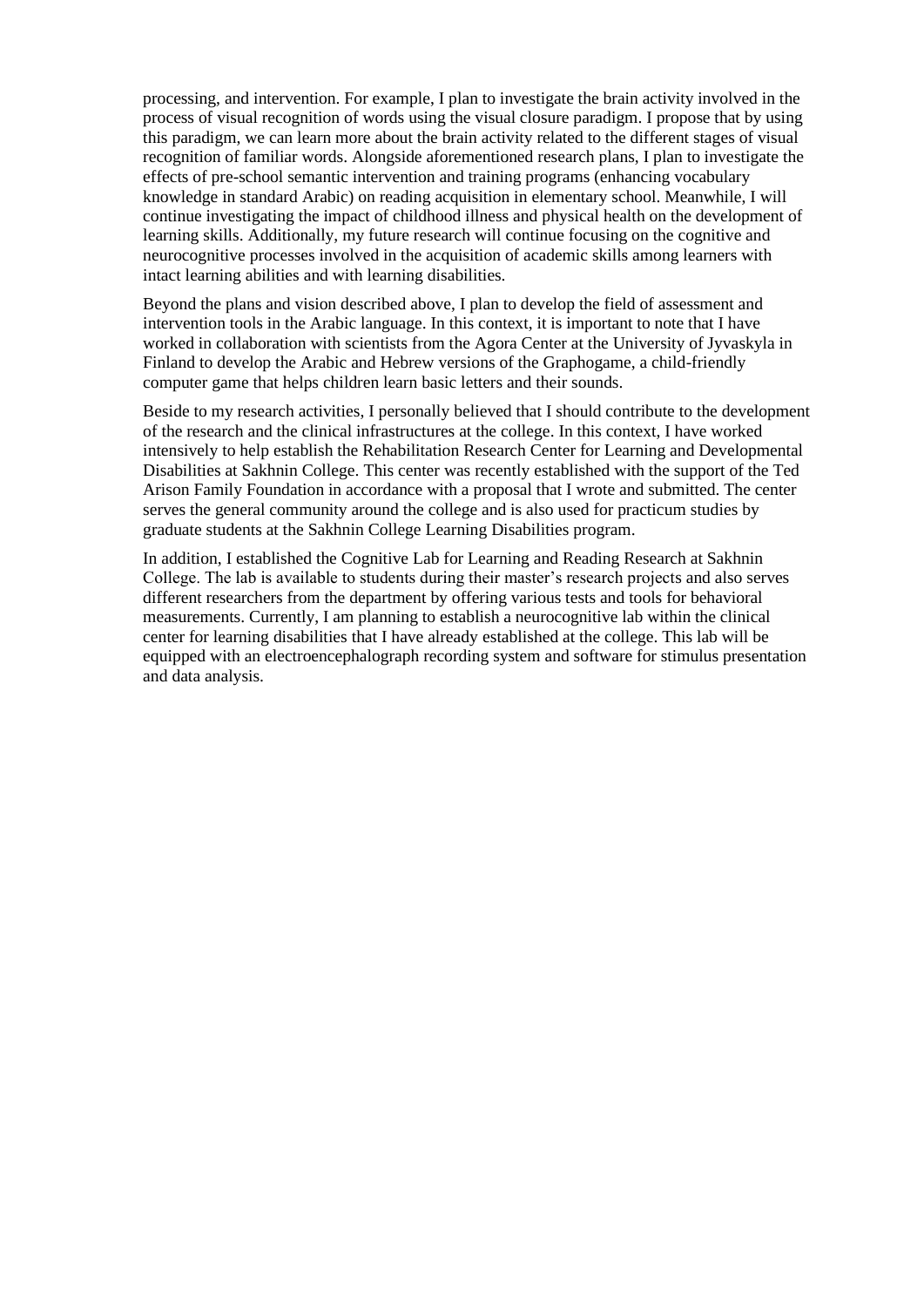processing, and intervention. For example, I plan to investigate the brain activity involved in the process of visual recognition of words using the visual closure paradigm. I propose that by using this paradigm, we can learn more about the brain activity related to the different stages of visual recognition of familiar words. Alongside aforementioned research plans, I plan to investigate the effects of pre-school semantic intervention and training programs (enhancing vocabulary knowledge in standard Arabic) on reading acquisition in elementary school. Meanwhile, I will continue investigating the impact of childhood illness and physical health on the development of learning skills. Additionally, my future research will continue focusing on the cognitive and neurocognitive processes involved in the acquisition of academic skills among learners with intact learning abilities and with learning disabilities.

Beyond the plans and vision described above, I plan to develop the field of assessment and intervention tools in the Arabic language. In this context, it is important to note that I have worked in collaboration with scientists from the Agora Center at the University of Jyvaskyla in Finland to develop the Arabic and Hebrew versions of the Graphogame, a child-friendly computer game that helps children learn basic letters and their sounds.

Beside to my research activities, I personally believed that I should contribute to the development of the research and the clinical infrastructures at the college. In this context, I have worked intensively to help establish the Rehabilitation Research Center for Learning and Developmental Disabilities at Sakhnin College. This center was recently established with the support of the Ted Arison Family Foundation in accordance with a proposal that I wrote and submitted. The center serves the general community around the college and is also used for practicum studies by graduate students at the Sakhnin College Learning Disabilities program.

In addition, I established the Cognitive Lab for Learning and Reading Research at Sakhnin College. The lab is available to students during their master's research projects and also serves different researchers from the department by offering various tests and tools for behavioral measurements. Currently, I am planning to establish a neurocognitive lab within the clinical center for learning disabilities that I have already established at the college. This lab will be equipped with an electroencephalograph recording system and software for stimulus presentation and data analysis.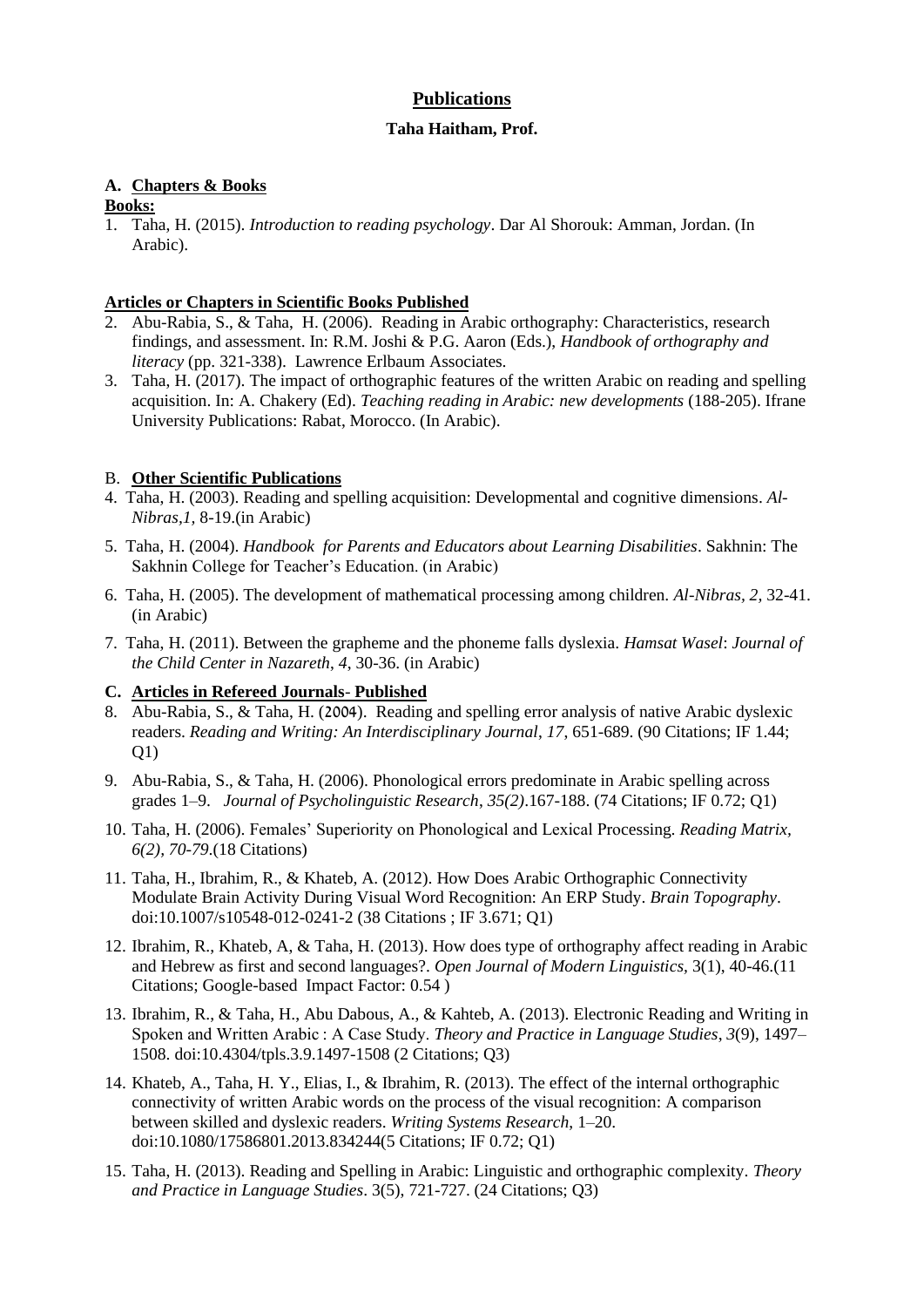# Publications

## Taha Haitham, Prof.

### A. Chapters & Books

**Books:**

1. Taha, H. (2015). *Introduction to reading psychology*. Dar Al Shorouk: Amman, Jordan. (In Arabic).

**Articles or Chapters in Scientific Books Published**

2. Abu-Rabia, S., & Taha, H. (2006). Reading in Arabic orthography: Characteristics, research findings, and assessment. In: R.M. Joshi & P.G. Aaron (Eds.), *Handbook of orthography and literacy* (pp. 321-338). Lawrence Erlbaum Associates.
3. Taha, H. (2017). The impact of orthographic features of the written Arabic on reading and spelling acquisition. In: A. Chakery (Ed). *Teaching reading in Arabic: new developments* (188-205). Ifrane University Publications: Rabat, Morocco. (In Arabic).

### B. Other Scientific Publications

4. Taha, H. (2003). Reading and spelling acquisition: Developmental and cognitive dimensions. *Al-Nibras,1,* 8-19.(in Arabic)
5. Taha, H. (2004). *Handbook for Parents and Educators about Learning Disabilities*. Sakhnin: The Sakhnin College for Teacher's Education. (in Arabic)
6. Taha, H. (2005). The development of mathematical processing among children. *Al-Nibras, 2,* 32-41. (in Arabic)
7. Taha, H. (2011). Between the grapheme and the phoneme falls dyslexia. *Hamsat Wasel*: *Journal of the Child Center in Nazareth*, *4*, 30-36. (in Arabic)

### C. Articles in Refereed Journals- Published

8. Abu-Rabia, S., & Taha, H. (2004). Reading and spelling error analysis of native Arabic dyslexic readers. *Reading and Writing: An Interdisciplinary Journal*, *17*, 651-689. (90 Citations; IF 1.44; Q1)
9. Abu-Rabia, S., & Taha, H. (2006). Phonological errors predominate in Arabic spelling across grades 1–9. *Journal of Psycholinguistic Research*, *35(2)*.167-188. (74 Citations; IF 0.72; Q1)
10. Taha, H. (2006). Females' Superiority on Phonological and Lexical Processing. *Reading Matrix, 6(2), 70-79.*(18 Citations)
11. Taha, H., Ibrahim, R., & Khateb, A. (2012). How Does Arabic Orthographic Connectivity Modulate Brain Activity During Visual Word Recognition: An ERP Study. *Brain Topography*. doi:10.1007/s10548-012-0241-2 (38 Citations ; IF 3.671; Q1)
12. Ibrahim, R., Khateb, A, & Taha, H. (2013). How does type of orthography affect reading in Arabic and Hebrew as first and second languages?. *Open Journal of Modern Linguistics*, 3(1), 40-46.(11 Citations; Google-based Impact Factor: 0.54 )
13. Ibrahim, R., & Taha, H., Abu Dabous, A., & Kahteb, A. (2013). Electronic Reading and Writing in Spoken and Written Arabic : A Case Study. *Theory and Practice in Language Studies*, *3*(9), 1497–1508. doi:10.4304/tpls.3.9.1497-1508 (2 Citations; Q3)
14. Khateb, A., Taha, H. Y., Elias, I., & Ibrahim, R. (2013). The effect of the internal orthographic connectivity of written Arabic words on the process of the visual recognition: A comparison between skilled and dyslexic readers. *Writing Systems Research*, 1–20. doi:10.1080/17586801.2013.834244(5 Citations; IF 0.72; Q1)
15. Taha, H. (2013). Reading and Spelling in Arabic: Linguistic and orthographic complexity. *Theory and Practice in Language Studies*. 3(5), 721-727. (24 Citations; Q3)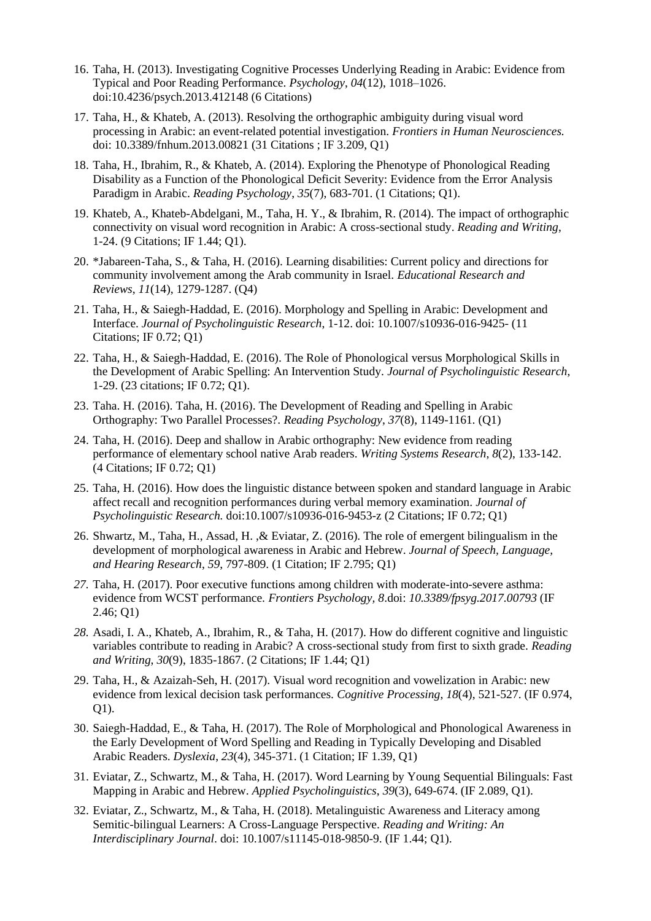16. Taha, H. (2013). Investigating Cognitive Processes Underlying Reading in Arabic: Evidence from Typical and Poor Reading Performance. *Psychology*, *04*(12), 1018–1026. doi:10.4236/psych.2013.412148 (6 Citations)

17. Taha, H., & Khateb, A. (2013). Resolving the orthographic ambiguity during visual word processing in Arabic: an event-related potential investigation. *Frontiers in Human Neurosciences.* doi: 10.3389/fnhum.2013.00821 (31 Citations ; IF 3.209, Q1)

18. Taha, H., Ibrahim, R., & Khateb, A. (2014). Exploring the Phenotype of Phonological Reading Disability as a Function of the Phonological Deficit Severity: Evidence from the Error Analysis Paradigm in Arabic. *Reading Psychology*, *35*(7), 683-701. (1 Citations; Q1).

19. Khateb, A., Khateb-Abdelgani, M., Taha, H. Y., & Ibrahim, R. (2014). The impact of orthographic connectivity on visual word recognition in Arabic: A cross-sectional study. *Reading and Writing*, 1-24. (9 Citations; IF 1.44; Q1).

20. *Jabareen-Taha, S., & Taha, H. (2016). Learning disabilities: Current policy and directions for community involvement among the Arab community in Israel. *Educational Research and Reviews*, *11*(14), 1279-1287. (Q4)

21. Taha, H., & Saiegh-Haddad, E. (2016). Morphology and Spelling in Arabic: Development and Interface. *Journal of Psycholinguistic Research*, 1-12. doi: 10.1007/s10936-016-9425- (11 Citations; IF 0.72; Q1)

22. Taha, H., & Saiegh-Haddad, E. (2016). The Role of Phonological versus Morphological Skills in the Development of Arabic Spelling: An Intervention Study. *Journal of Psycholinguistic Research*, 1-29. (23 citations; IF 0.72; Q1).

23. Taha. H. (2016). Taha, H. (2016). The Development of Reading and Spelling in Arabic Orthography: Two Parallel Processes?. *Reading Psychology*, *37*(8), 1149-1161. (Q1)

24. Taha, H. (2016). Deep and shallow in Arabic orthography: New evidence from reading performance of elementary school native Arab readers. *Writing Systems Research*, *8*(2), 133-142. (4 Citations; IF 0.72; Q1)

25. Taha, H. (2016). How does the linguistic distance between spoken and standard language in Arabic affect recall and recognition performances during verbal memory examination. *Journal of Psycholinguistic Research.* doi:10.1007/s10936-016-9453-z (2 Citations; IF 0.72; Q1)

26. Shwartz, M., Taha, H., Assad, H. ,& Eviatar, Z. (2016). The role of emergent bilingualism in the development of morphological awareness in Arabic and Hebrew. *Journal of Speech, Language, and Hearing Research*, *59*, 797-809. (1 Citation; IF 2.795; Q1)

27. Taha, H. (2017). Poor executive functions among children with moderate-into-severe asthma: evidence from WCST performance. *Frontiers Psychology, 8*.doi: *10.3389/fpsyg.2017.00793* (IF 2.46; Q1)

28. Asadi, I. A., Khateb, A., Ibrahim, R., & Taha, H. (2017). How do different cognitive and linguistic variables contribute to reading in Arabic? A cross-sectional study from first to sixth grade. *Reading and Writing*, *30*(9), 1835-1867. (2 Citations; IF 1.44; Q1)

29. Taha, H., & Azaizah-Seh, H. (2017). Visual word recognition and vowelization in Arabic: new evidence from lexical decision task performances. *Cognitive Processing*, *18*(4), 521-527. (IF 0.974, Q1).

30. Saiegh-Haddad, E., & Taha, H. (2017). The Role of Morphological and Phonological Awareness in the Early Development of Word Spelling and Reading in Typically Developing and Disabled Arabic Readers. *Dyslexia*, *23*(4), 345-371. (1 Citation; IF 1.39, Q1)

31. Eviatar, Z., Schwartz, M., & Taha, H. (2017). Word Learning by Young Sequential Bilinguals: Fast Mapping in Arabic and Hebrew. *Applied Psycholinguistics*, *39*(3), 649-674. (IF 2.089, Q1).

32. Eviatar, Z., Schwartz, M., & Taha, H. (2018). Metalinguistic Awareness and Literacy among Semitic-bilingual Learners: A Cross-Language Perspective. *Reading and Writing: An Interdisciplinary Journal*. doi: 10.1007/s11145-018-9850-9. (IF 1.44; Q1).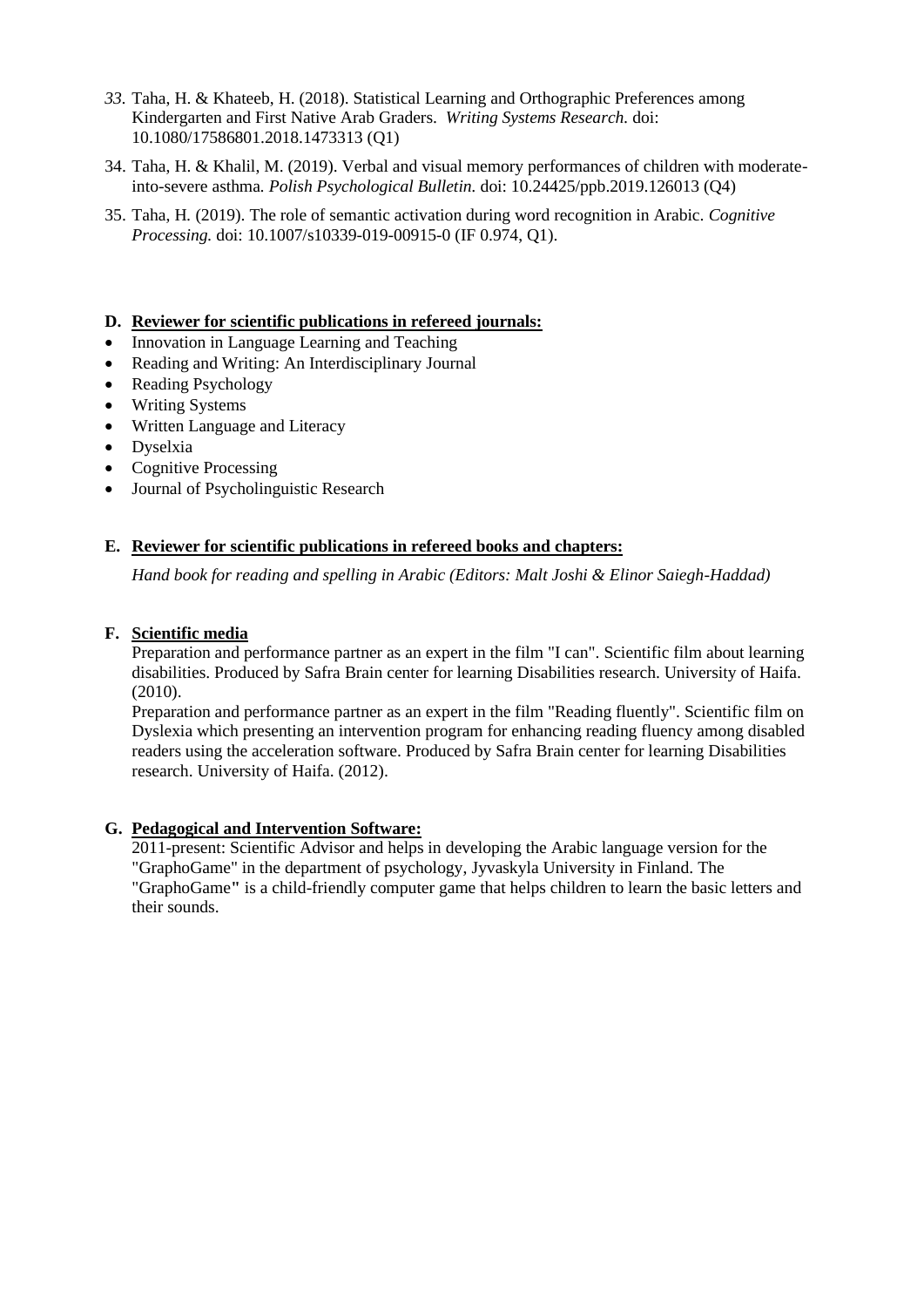33. Taha, H. & Khateeb, H. (2018). Statistical Learning and Orthographic Preferences among Kindergarten and First Native Arab Graders. *Writing Systems Research.* doi: 10.1080/17586801.2018.1473313 (Q1)
34. Taha, H. & Khalil, M. (2019). Verbal and visual memory performances of children with moderate-into-severe asthma*. Polish Psychological Bulletin.* doi: 10.24425/ppb.2019.126013 (Q4)
35. Taha, H. (2019). The role of semantic activation during word recognition in Arabic. *Cognitive Processing.* doi: 10.1007/s10339-019-00915-0 (IF 0.974, Q1).

## D. Reviewer for scientific publications in refereed journals:

- Innovation in Language Learning and Teaching
- Reading and Writing: An Interdisciplinary Journal
- Reading Psychology
- Writing Systems
- Written Language and Literacy
- Dyselxia
- Cognitive Processing
- Journal of Psycholinguistic Research

## E. Reviewer for scientific publications in refereed books and chapters:

*Hand book for reading and spelling in Arabic (Editors: Malt Joshi & Elinor Saiegh-Haddad)*

## F. Scientific media

Preparation and performance partner as an expert in the film "I can". Scientific film about learning disabilities. Produced by Safra Brain center for learning Disabilities research. University of Haifa. (2010).

Preparation and performance partner as an expert in the film "Reading fluently". Scientific film on Dyslexia which presenting an intervention program for enhancing reading fluency among disabled readers using the acceleration software. Produced by Safra Brain center for learning Disabilities research. University of Haifa. (2012).

## G. Pedagogical and Intervention Software:

2011-present: Scientific Advisor and helps in developing the Arabic language version for the "GraphoGame" in the department of psychology, Jyvaskyla University in Finland. The "GraphoGame" is a child-friendly computer game that helps children to learn the basic letters and their sounds.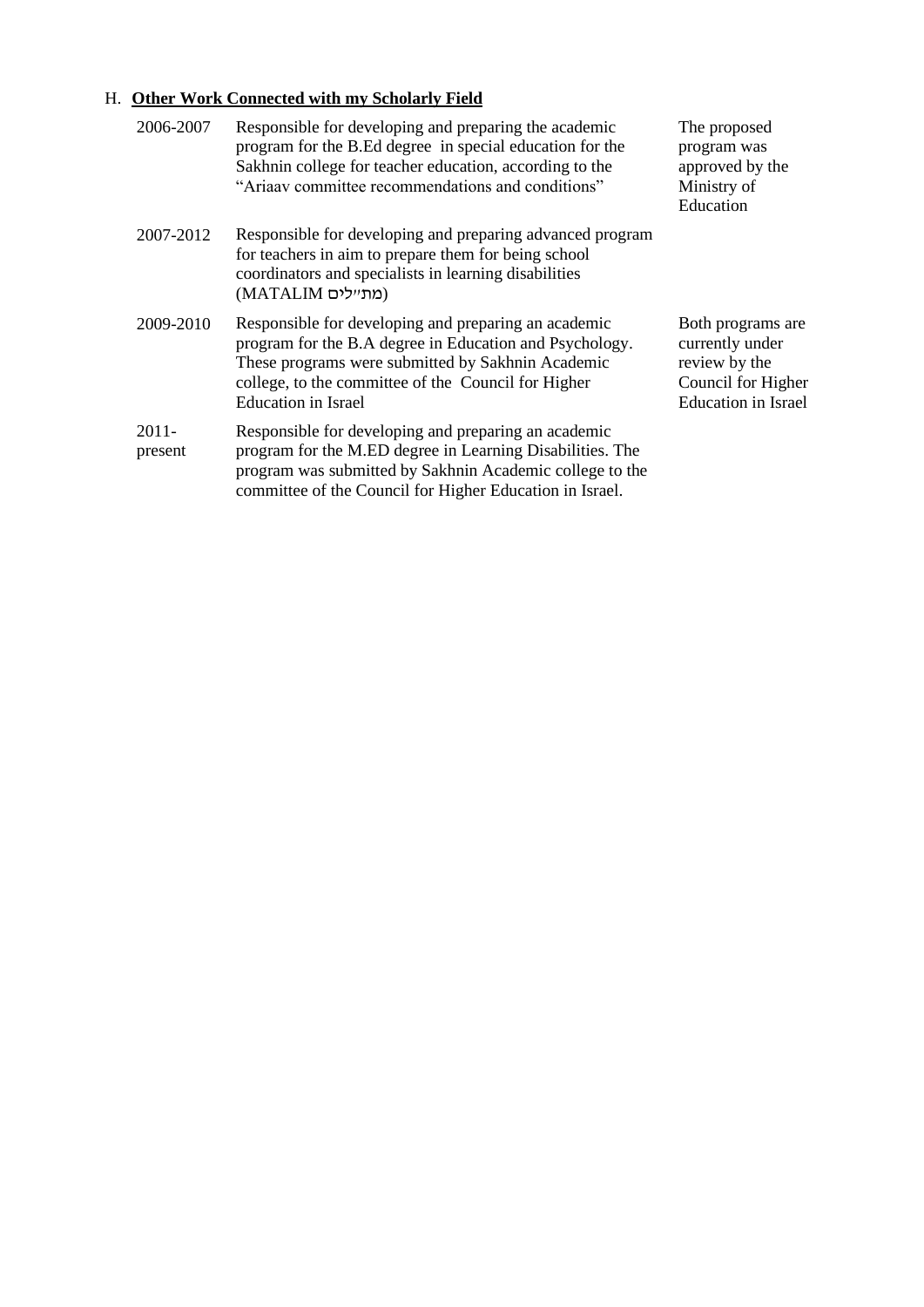H. **Other Work Connected with my Scholarly Field**

| | | |
|---|---|---|
| 2006-2007 | Responsible for developing and preparing the academic program for the B.Ed degree in special education for the Sakhnin college for teacher education, according to the "Ariaav committee recommendations and conditions" | The proposed program was approved by the Ministry of Education |
| 2007-2012 | Responsible for developing and preparing advanced program for teachers in aim to prepare them for being school coordinators and specialists in learning disabilities (MATALIM מת"לים) | |
| 2009-2010 | Responsible for developing and preparing an academic program for the B.A degree in Education and Psychology. These programs were submitted by Sakhnin Academic college, to the committee of the Council for Higher Education in Israel | Both programs are currently under review by the Council for Higher Education in Israel |
| 2011-present | Responsible for developing and preparing an academic program for the M.ED degree in Learning Disabilities. The program was submitted by Sakhnin Academic college to the committee of the Council for Higher Education in Israel. | |